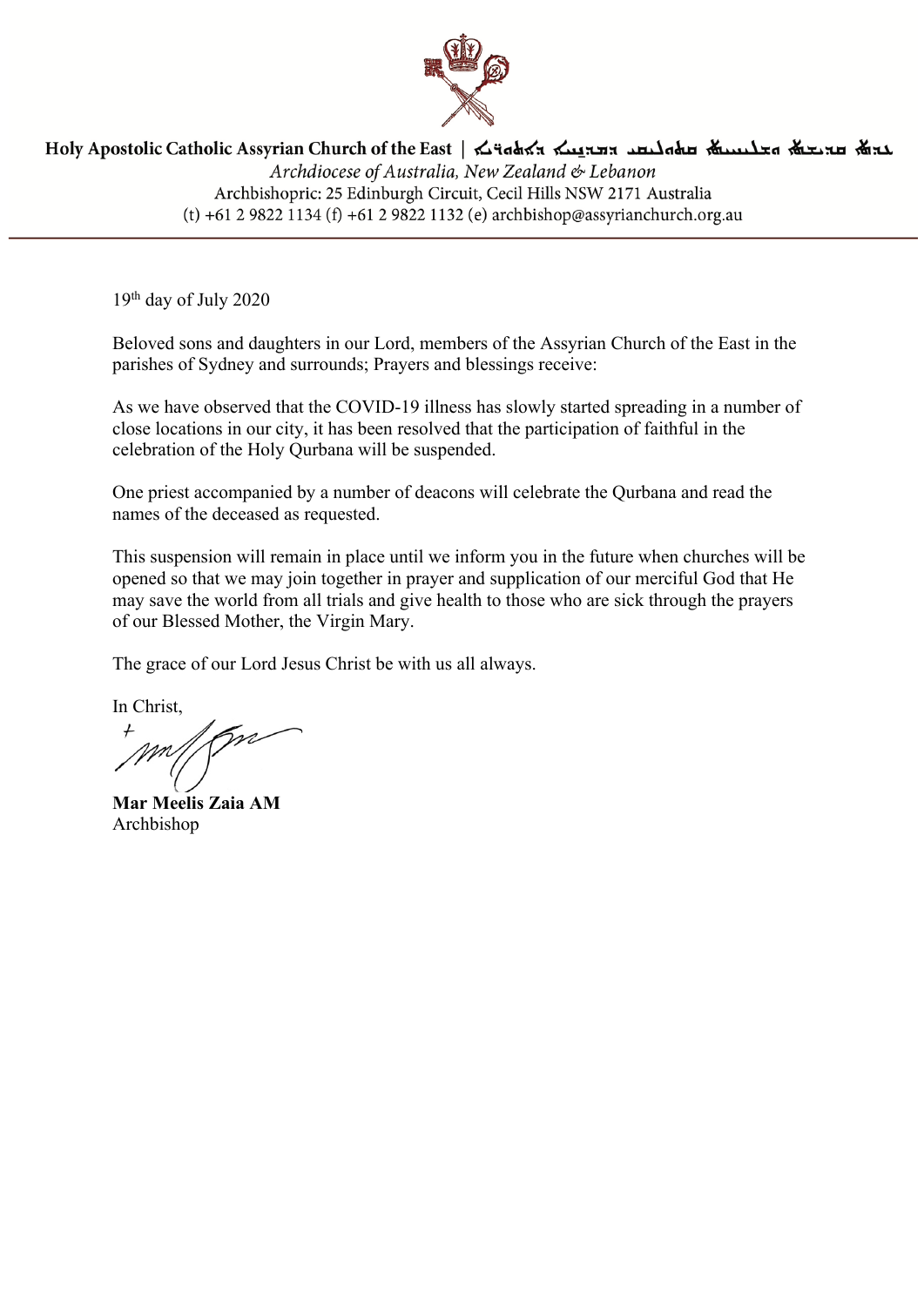**Holy Apostolic Catholic Assyrian Church of the East** | ܥܕܬܐ ܩܕܝܫܬܐ ܘܫܠܝܚܝܬܐ ܩܬܘܠܝܩܝ ܕܡܕܢܚܐ ܐܬܘܪܝܬܐ

*Archdiocese of Australia, New Zealand & Lebanon*

Archbishopric: 25 Edinburgh Circuit, Cecil Hills NSW 2171 Australia

(t) +61 2 9822 1134 (f) +61 2 9822 1132 (e) archbishop@assyrianchurch.org.au

---

19th day of July 2020

Beloved sons and daughters in our Lord, members of the Assyrian Church of the East in the parishes of Sydney and surrounds; Prayers and blessings receive:

As we have observed that the COVID-19 illness has slowly started spreading in a number of close locations in our city, it has been resolved that the participation of faithful in the celebration of the Holy Qurbana will be suspended.

One priest accompanied by a number of deacons will celebrate the Qurbana and read the names of the deceased as requested.

This suspension will remain in place until we inform you in the future when churches will be opened so that we may join together in prayer and supplication of our merciful God that He may save the world from all trials and give health to those who are sick through the prayers of our Blessed Mother, the Virgin Mary.

The grace of our Lord Jesus Christ be with us all always.

In Christ,

**Mar Meelis Zaia AM**
Archbishop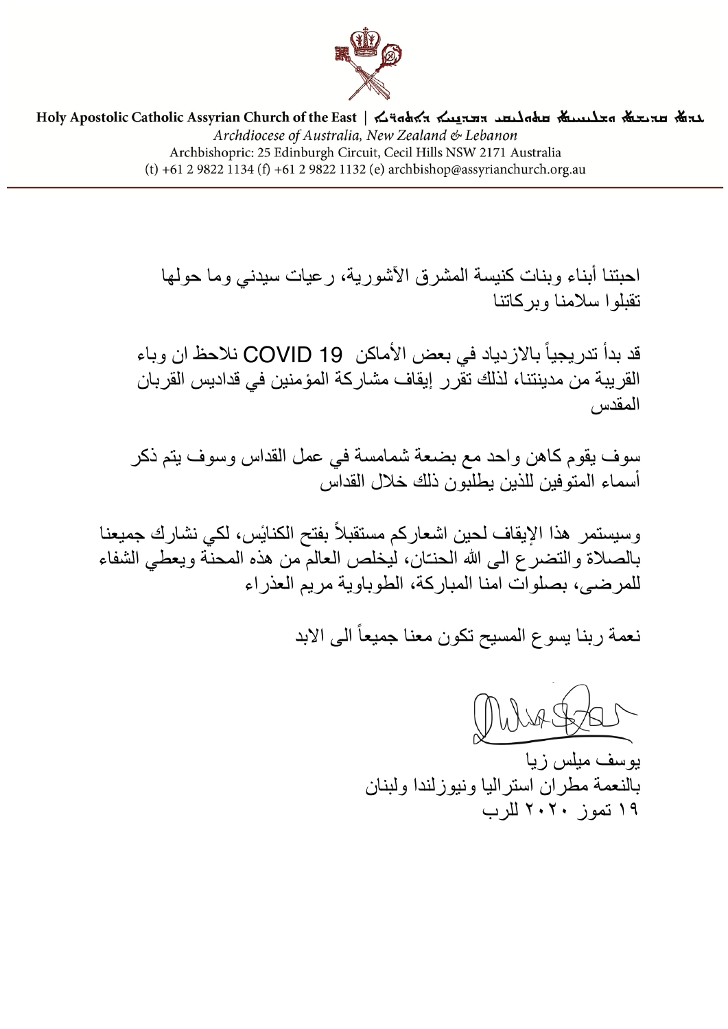Holy Apostolic Catholic Assyrian Church of the East | ܥܕܬܐ ܩܕܝܫܬܐ ܘܫܠܝܚܝܬܐ ܩܬܘܠܝܩܝ ܕܡܕܢܚܐ ܐܬܘܪܝܬܐ

*Archdiocese of Australia, New Zealand & Lebanon*

Archbishopric: 25 Edinburgh Circuit, Cecil Hills NSW 2171 Australia

(t) +61 2 9822 1134 (f) +61 2 9822 1132 (e) archbishop@assyrianchurch.org.au

احبتنا أبناء وبنات كنيسة المشرق الآشورية، رعيات سيدني وما حولها
تقبلوا سلامنا وبركاتنا

قد بدأ تدريجياً بالازدياد في بعض الأماكن COVID 19 نلاحظ ان وباء القريبة من مدينتنا، لذلك تقرر إيقاف مشاركة المؤمنين في قداديس القربان المقدس

سوف يقوم كاهن واحد مع بضعة شمامسة في عمل القداس وسوف يتم ذكر أسماء المتوفين للذين يطلبون ذلك خلال القداس

وسيستمر هذا الإيقاف لحين اشعاركم مستقبلاً بفتح الكنائس، لكي نشارك جميعنا بالصلاة والتضرع الى الله الحنّان، ليخلص العالم من هذه المحنة ويعطي الشفاء للمرضى، بصلوات امنا المباركة، الطوباوية مريم العذراء

نعمة ربنا يسوع المسيح تكون معنا جميعاً الى الابد

يوسف ميلس زيا
بالنعمة مطران استراليا ونيوزلندا ولبنان
١٩ تموز ٢٠٢٠ للرب